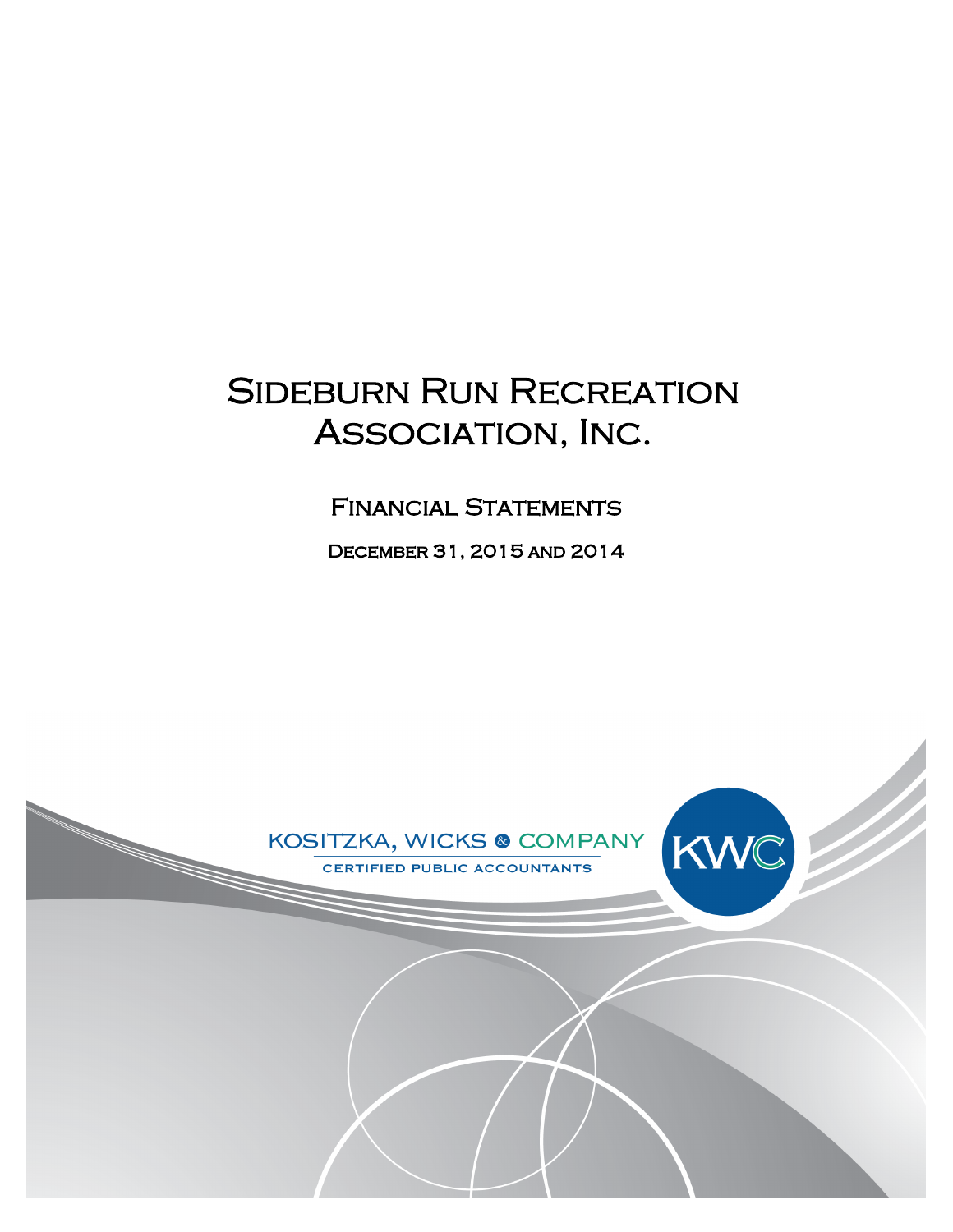# Sideburn Run Recreation Association, Inc.

## Financial Statements

### December 31, 2015 and 2014

KOSITZKA, WICKS & COMPANY
CERTIFIED PUBLIC ACCOUNTANTS

KWC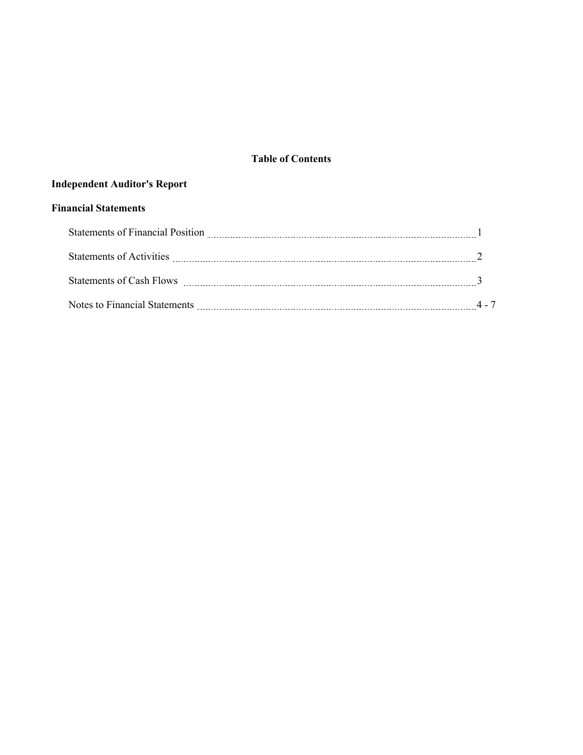# Table of Contents

**Independent Auditor's Report**

**Financial Statements**

| | |
|---|---|
| Statements of Financial Position | 1 |
| Statements of Activities | 2 |
| Statements of Cash Flows | 3 |
| Notes to Financial Statements | 4 - 7 |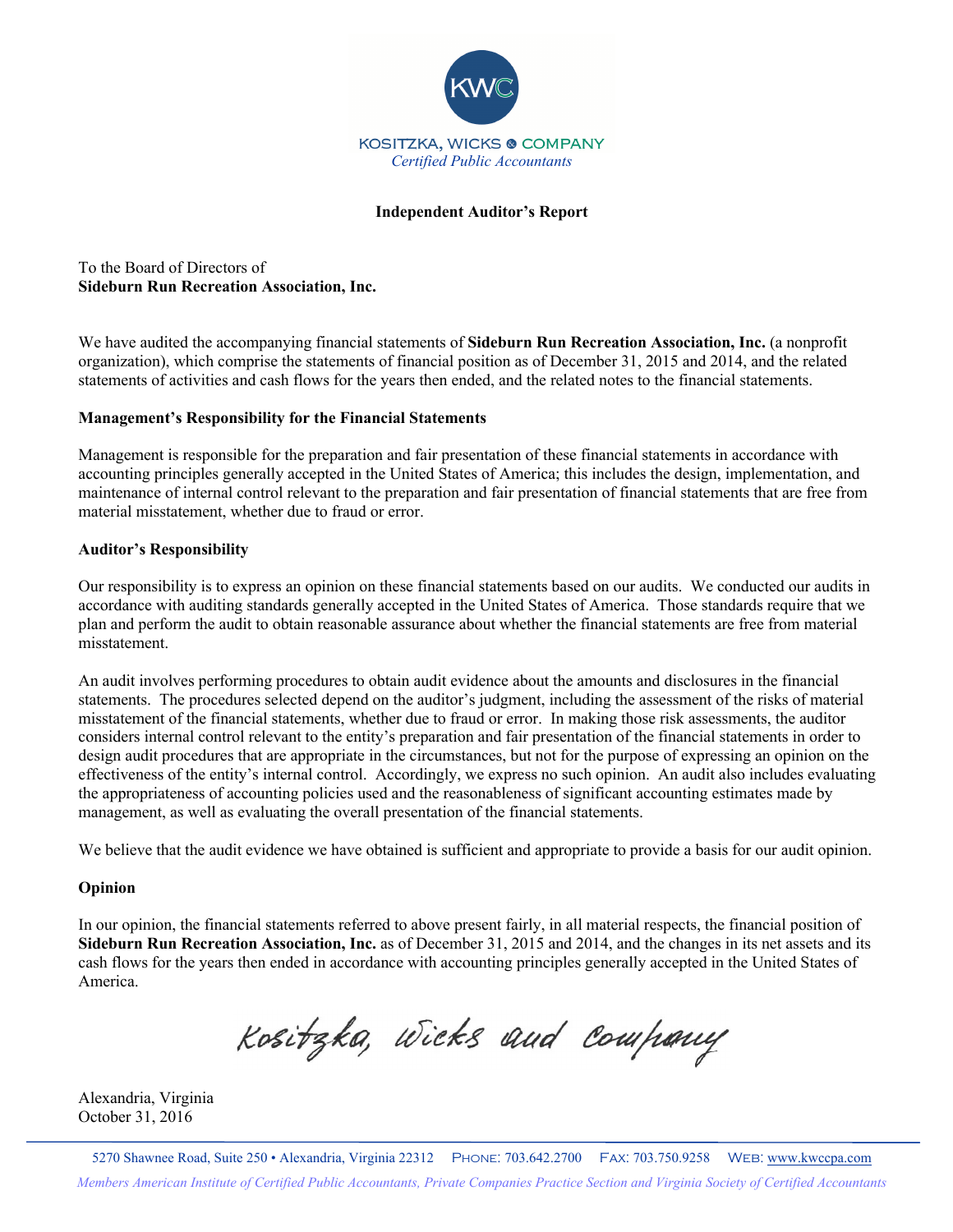KWC

KOSITZKA, WICKS & COMPANY
*Certified Public Accountants*

**Independent Auditor's Report**

To the Board of Directors of
**Sideburn Run Recreation Association, Inc.**

We have audited the accompanying financial statements of **Sideburn Run Recreation Association, Inc.** (a nonprofit organization), which comprise the statements of financial position as of December 31, 2015 and 2014, and the related statements of activities and cash flows for the years then ended, and the related notes to the financial statements.

**Management's Responsibility for the Financial Statements**

Management is responsible for the preparation and fair presentation of these financial statements in accordance with accounting principles generally accepted in the United States of America; this includes the design, implementation, and maintenance of internal control relevant to the preparation and fair presentation of financial statements that are free from material misstatement, whether due to fraud or error.

**Auditor's Responsibility**

Our responsibility is to express an opinion on these financial statements based on our audits. We conducted our audits in accordance with auditing standards generally accepted in the United States of America. Those standards require that we plan and perform the audit to obtain reasonable assurance about whether the financial statements are free from material misstatement.

An audit involves performing procedures to obtain audit evidence about the amounts and disclosures in the financial statements. The procedures selected depend on the auditor's judgment, including the assessment of the risks of material misstatement of the financial statements, whether due to fraud or error. In making those risk assessments, the auditor considers internal control relevant to the entity's preparation and fair presentation of the financial statements in order to design audit procedures that are appropriate in the circumstances, but not for the purpose of expressing an opinion on the effectiveness of the entity's internal control. Accordingly, we express no such opinion. An audit also includes evaluating the appropriateness of accounting policies used and the reasonableness of significant accounting estimates made by management, as well as evaluating the overall presentation of the financial statements.

We believe that the audit evidence we have obtained is sufficient and appropriate to provide a basis for our audit opinion.

**Opinion**

In our opinion, the financial statements referred to above present fairly, in all material respects, the financial position of **Sideburn Run Recreation Association, Inc.** as of December 31, 2015 and 2014, and the changes in its net assets and its cash flows for the years then ended in accordance with accounting principles generally accepted in the United States of America.

*Kositzka, Wicks and Company*

Alexandria, Virginia
October 31, 2016

5270 Shawnee Road, Suite 250 • Alexandria, Virginia 22312 PHONE: 703.642.2700 FAX: 703.750.9258 WEB: www.kwccpa.com

*Members American Institute of Certified Public Accountants, Private Companies Practice Section and Virginia Society of Certified Accountants*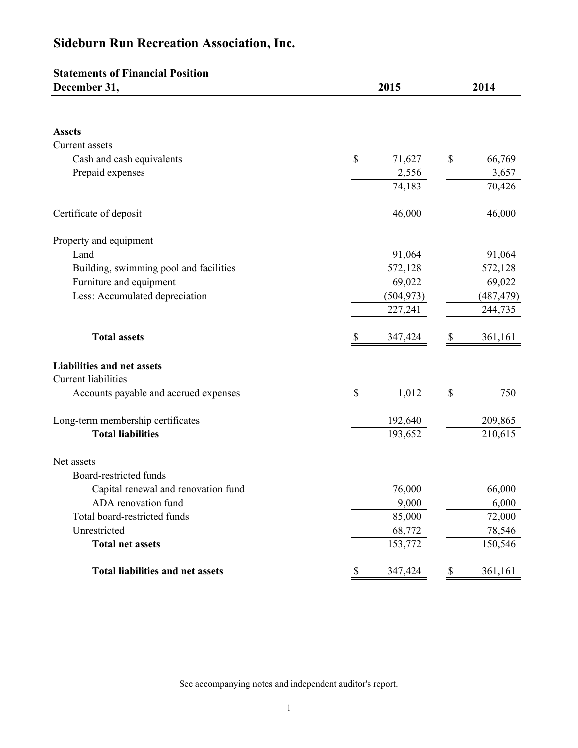# Sideburn Run Recreation Association, Inc.

## Statements of Financial Position

| December 31, | 2015 | 2014 |
|---|---|---|
| **Assets** | | |
| Current assets | | |
| Cash and cash equivalents | $ 71,627 | $ 66,769 |
| Prepaid expenses | 2,556 | 3,657 |
| | 74,183 | 70,426 |
| Certificate of deposit | 46,000 | 46,000 |
| Property and equipment | | |
| Land | 91,064 | 91,064 |
| Building, swimming pool and facilities | 572,128 | 572,128 |
| Furniture and equipment | 69,022 | 69,022 |
| Less: Accumulated depreciation | (504,973) | (487,479) |
| | 227,241 | 244,735 |
| **Total assets** | $ 347,424 | $ 361,161 |
| **Liabilities and net assets** | | |
| Current liabilities | | |
| Accounts payable and accrued expenses | $ 1,012 | $ 750 |
| Long-term membership certificates | 192,640 | 209,865 |
| **Total liabilities** | 193,652 | 210,615 |
| Net assets | | |
| Board-restricted funds | | |
| Capital renewal and renovation fund | 76,000 | 66,000 |
| ADA renovation fund | 9,000 | 6,000 |
| Total board-restricted funds | 85,000 | 72,000 |
| Unrestricted | 68,772 | 78,546 |
| **Total net assets** | 153,772 | 150,546 |
| **Total liabilities and net assets** | $ 347,424 | $ 361,161 |

See accompanying notes and independent auditor's report.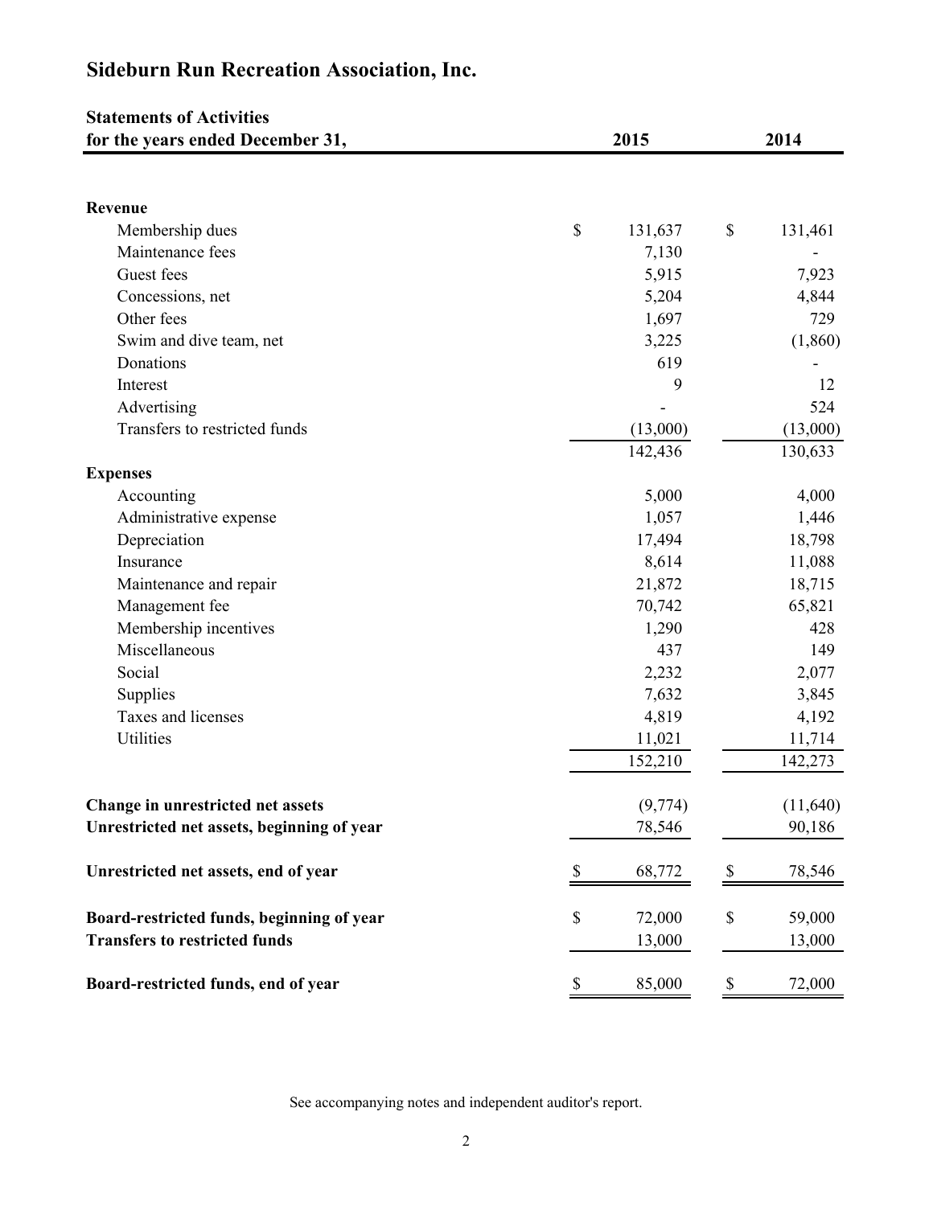# Sideburn Run Recreation Association, Inc.

| Statements of Activities for the years ended December 31, | 2015 | 2014 |
|---|---|---|
| **Revenue** | | |
| Membership dues | $ 131,637 | $ 131,461 |
| Maintenance fees | 7,130 | - |
| Guest fees | 5,915 | 7,923 |
| Concessions, net | 5,204 | 4,844 |
| Other fees | 1,697 | 729 |
| Swim and dive team, net | 3,225 | (1,860) |
| Donations | 619 | - |
| Interest | 9 | 12 |
| Advertising | - | 524 |
| Transfers to restricted funds | (13,000) | (13,000) |
| | 142,436 | 130,633 |
| **Expenses** | | |
| Accounting | 5,000 | 4,000 |
| Administrative expense | 1,057 | 1,446 |
| Depreciation | 17,494 | 18,798 |
| Insurance | 8,614 | 11,088 |
| Maintenance and repair | 21,872 | 18,715 |
| Management fee | 70,742 | 65,821 |
| Membership incentives | 1,290 | 428 |
| Miscellaneous | 437 | 149 |
| Social | 2,232 | 2,077 |
| Supplies | 7,632 | 3,845 |
| Taxes and licenses | 4,819 | 4,192 |
| Utilities | 11,021 | 11,714 |
| | 152,210 | 142,273 |
| **Change in unrestricted net assets** | (9,774) | (11,640) |
| **Unrestricted net assets, beginning of year** | 78,546 | 90,186 |
| **Unrestricted net assets, end of year** | $ 68,772 | $ 78,546 |
| **Board-restricted funds, beginning of year** | $ 72,000 | $ 59,000 |
| **Transfers to restricted funds** | 13,000 | 13,000 |
| **Board-restricted funds, end of year** | $ 85,000 | $ 72,000 |

See accompanying notes and independent auditor's report.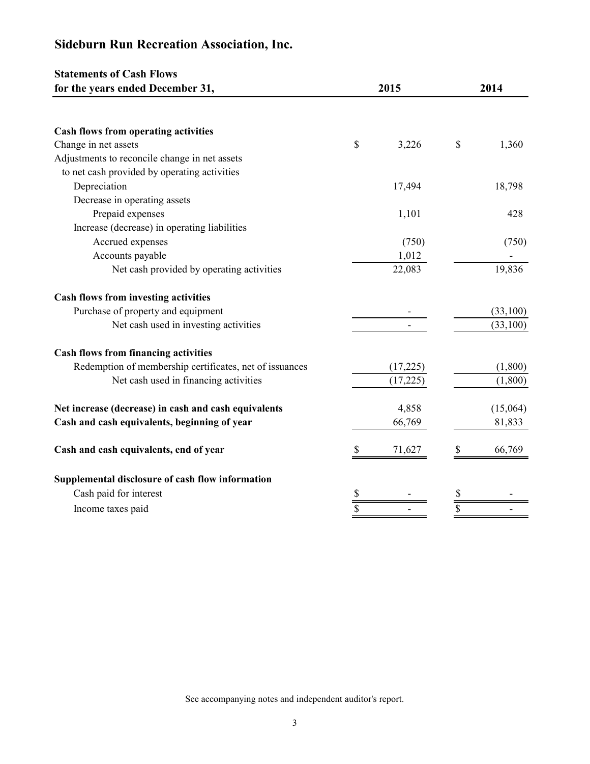# Sideburn Run Recreation Association, Inc.

## Statements of Cash Flows

| for the years ended December 31, | 2015 | 2014 |
|---|---|---|
| **Cash flows from operating activities** | | |
| Change in net assets | $ 3,226 | $ 1,360 |
| Adjustments to reconcile change in net assets to net cash provided by operating activities | | |
| Depreciation | 17,494 | 18,798 |
| Decrease in operating assets | | |
| Prepaid expenses | 1,101 | 428 |
| Increase (decrease) in operating liabilities | | |
| Accrued expenses | (750) | (750) |
| Accounts payable | 1,012 | - |
| Net cash provided by operating activities | 22,083 | 19,836 |
| **Cash flows from investing activities** | | |
| Purchase of property and equipment | - | (33,100) |
| Net cash used in investing activities | - | (33,100) |
| **Cash flows from financing activities** | | |
| Redemption of membership certificates, net of issuances | (17,225) | (1,800) |
| Net cash used in financing activities | (17,225) | (1,800) |
| **Net increase (decrease) in cash and cash equivalents** | 4,858 | (15,064) |
| **Cash and cash equivalents, beginning of year** | 66,769 | 81,833 |
| **Cash and cash equivalents, end of year** | $ 71,627 | $ 66,769 |
| **Supplemental disclosure of cash flow information** | | |
| Cash paid for interest | $ - | $ - |
| Income taxes paid | $ - | $ - |

See accompanying notes and independent auditor's report.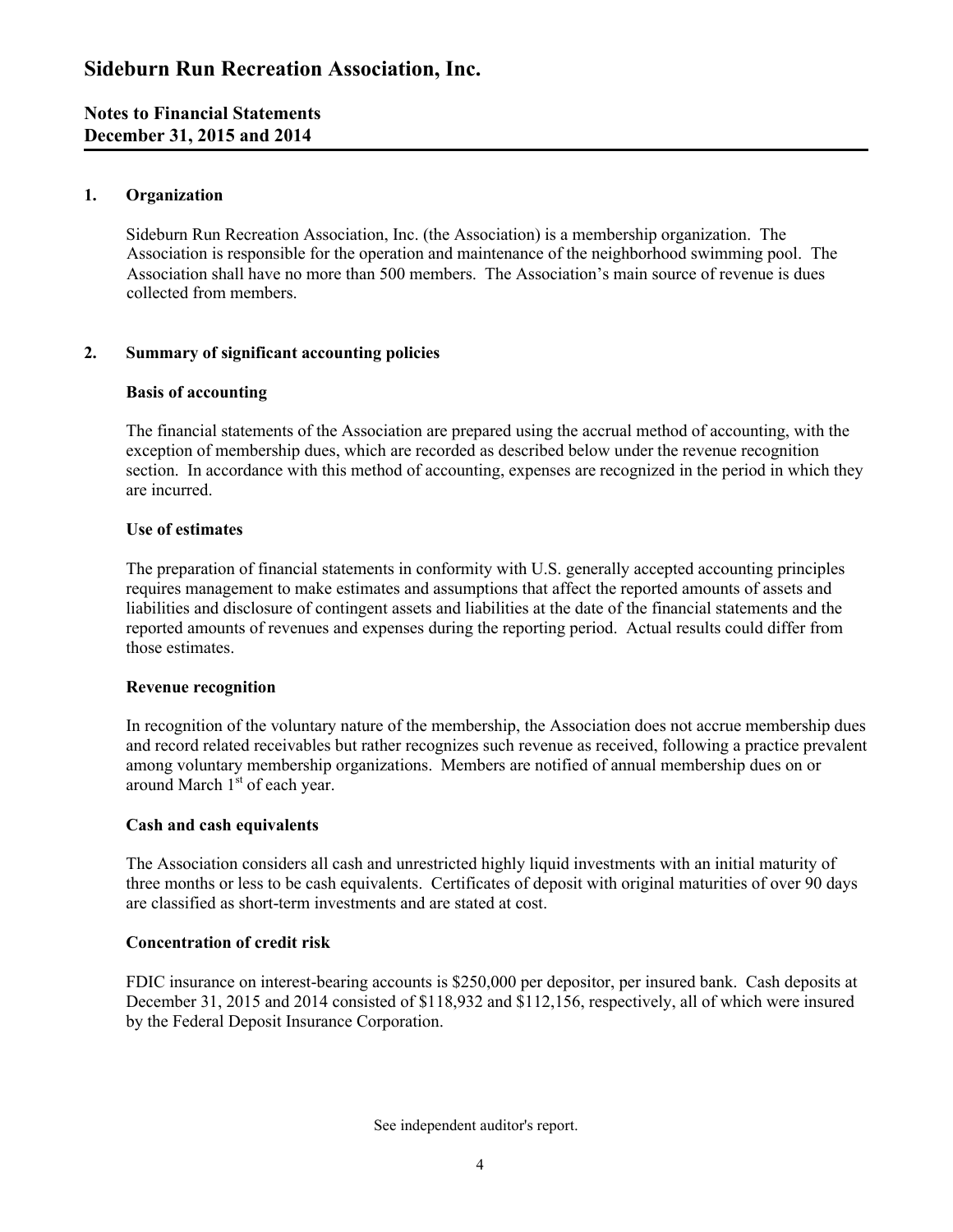# Sideburn Run Recreation Association, Inc.

## Notes to Financial Statements
## December 31, 2015 and 2014

### 1. Organization

Sideburn Run Recreation Association, Inc. (the Association) is a membership organization. The Association is responsible for the operation and maintenance of the neighborhood swimming pool. The Association shall have no more than 500 members. The Association's main source of revenue is dues collected from members.

### 2. Summary of significant accounting policies

**Basis of accounting**

The financial statements of the Association are prepared using the accrual method of accounting, with the exception of membership dues, which are recorded as described below under the revenue recognition section. In accordance with this method of accounting, expenses are recognized in the period in which they are incurred.

**Use of estimates**

The preparation of financial statements in conformity with U.S. generally accepted accounting principles requires management to make estimates and assumptions that affect the reported amounts of assets and liabilities and disclosure of contingent assets and liabilities at the date of the financial statements and the reported amounts of revenues and expenses during the reporting period. Actual results could differ from those estimates.

**Revenue recognition**

In recognition of the voluntary nature of the membership, the Association does not accrue membership dues and record related receivables but rather recognizes such revenue as received, following a practice prevalent among voluntary membership organizations. Members are notified of annual membership dues on or around March 1st of each year.

**Cash and cash equivalents**

The Association considers all cash and unrestricted highly liquid investments with an initial maturity of three months or less to be cash equivalents. Certificates of deposit with original maturities of over 90 days are classified as short-term investments and are stated at cost.

**Concentration of credit risk**

FDIC insurance on interest-bearing accounts is $250,000 per depositor, per insured bank. Cash deposits at December 31, 2015 and 2014 consisted of $118,932 and $112,156, respectively, all of which were insured by the Federal Deposit Insurance Corporation.

See independent auditor's report.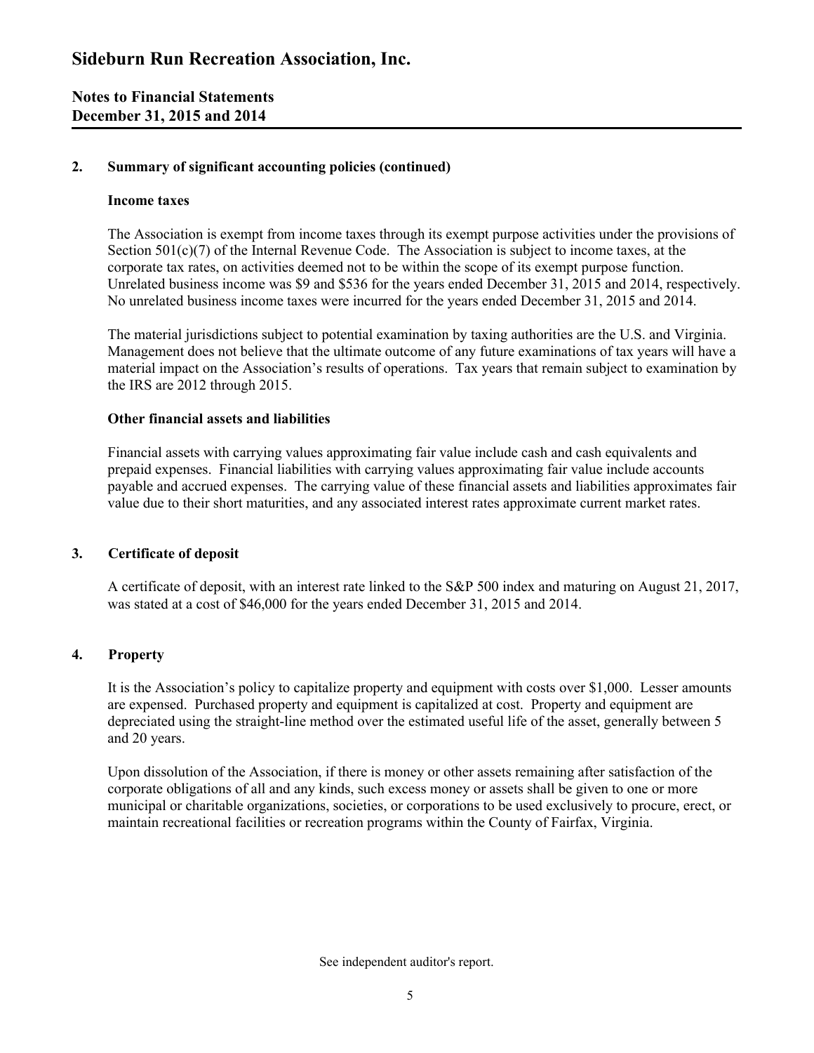# Sideburn Run Recreation Association, Inc.

## Notes to Financial Statements
## December 31, 2015 and 2014

### 2. Summary of significant accounting policies (continued)

**Income taxes**

The Association is exempt from income taxes through its exempt purpose activities under the provisions of Section 501(c)(7) of the Internal Revenue Code. The Association is subject to income taxes, at the corporate tax rates, on activities deemed not to be within the scope of its exempt purpose function. Unrelated business income was $9 and $536 for the years ended December 31, 2015 and 2014, respectively. No unrelated business income taxes were incurred for the years ended December 31, 2015 and 2014.

The material jurisdictions subject to potential examination by taxing authorities are the U.S. and Virginia. Management does not believe that the ultimate outcome of any future examinations of tax years will have a material impact on the Association's results of operations. Tax years that remain subject to examination by the IRS are 2012 through 2015.

**Other financial assets and liabilities**

Financial assets with carrying values approximating fair value include cash and cash equivalents and prepaid expenses. Financial liabilities with carrying values approximating fair value include accounts payable and accrued expenses. The carrying value of these financial assets and liabilities approximates fair value due to their short maturities, and any associated interest rates approximate current market rates.

### 3. Certificate of deposit

A certificate of deposit, with an interest rate linked to the S&P 500 index and maturing on August 21, 2017, was stated at a cost of $46,000 for the years ended December 31, 2015 and 2014.

### 4. Property

It is the Association's policy to capitalize property and equipment with costs over $1,000. Lesser amounts are expensed. Purchased property and equipment is capitalized at cost. Property and equipment are depreciated using the straight-line method over the estimated useful life of the asset, generally between 5 and 20 years.

Upon dissolution of the Association, if there is money or other assets remaining after satisfaction of the corporate obligations of all and any kinds, such excess money or assets shall be given to one or more municipal or charitable organizations, societies, or corporations to be used exclusively to procure, erect, or maintain recreational facilities or recreation programs within the County of Fairfax, Virginia.

See independent auditor's report.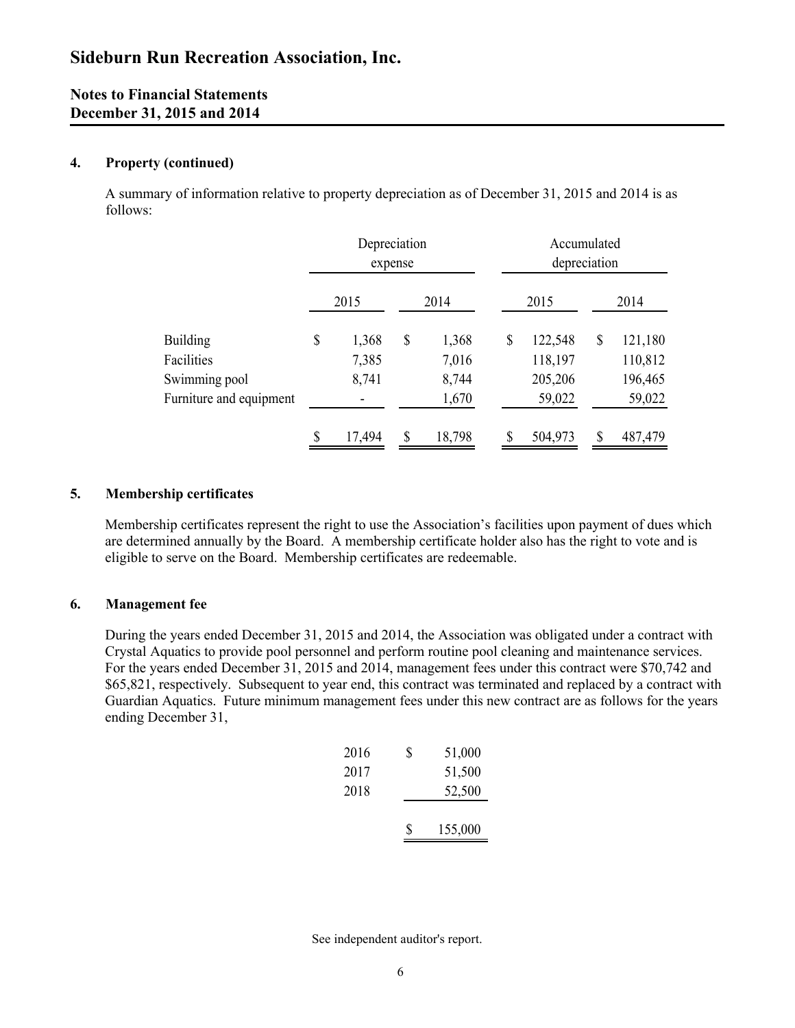## 4. Property (continued)

A summary of information relative to property depreciation as of December 31, 2015 and 2014 is as follows:

| | Depreciation expense | | Accumulated depreciation | |
|---|---|---|---|---|
| | 2015 | 2014 | 2015 | 2014 |
| Building | $ 1,368 | $ 1,368 | $ 122,548 | $ 121,180 |
| Facilities | 7,385 | 7,016 | 118,197 | 110,812 |
| Swimming pool | 8,741 | 8,744 | 205,206 | 196,465 |
| Furniture and equipment | - | 1,670 | 59,022 | 59,022 |
| | $ 17,494 | $ 18,798 | $ 504,973 | $ 487,479 |

## 5. Membership certificates

Membership certificates represent the right to use the Association's facilities upon payment of dues which are determined annually by the Board. A membership certificate holder also has the right to vote and is eligible to serve on the Board. Membership certificates are redeemable.

## 6. Management fee

During the years ended December 31, 2015 and 2014, the Association was obligated under a contract with Crystal Aquatics to provide pool personnel and perform routine pool cleaning and maintenance services. For the years ended December 31, 2015 and 2014, management fees under this contract were $70,742 and $65,821, respectively. Subsequent to year end, this contract was terminated and replaced by a contract with Guardian Aquatics. Future minimum management fees under this new contract are as follows for the years ending December 31,

| | |
|---|---|
| 2016 | $ 51,000 |
| 2017 | 51,500 |
| 2018 | 52,500 |
| | $ 155,000 |

See independent auditor's report.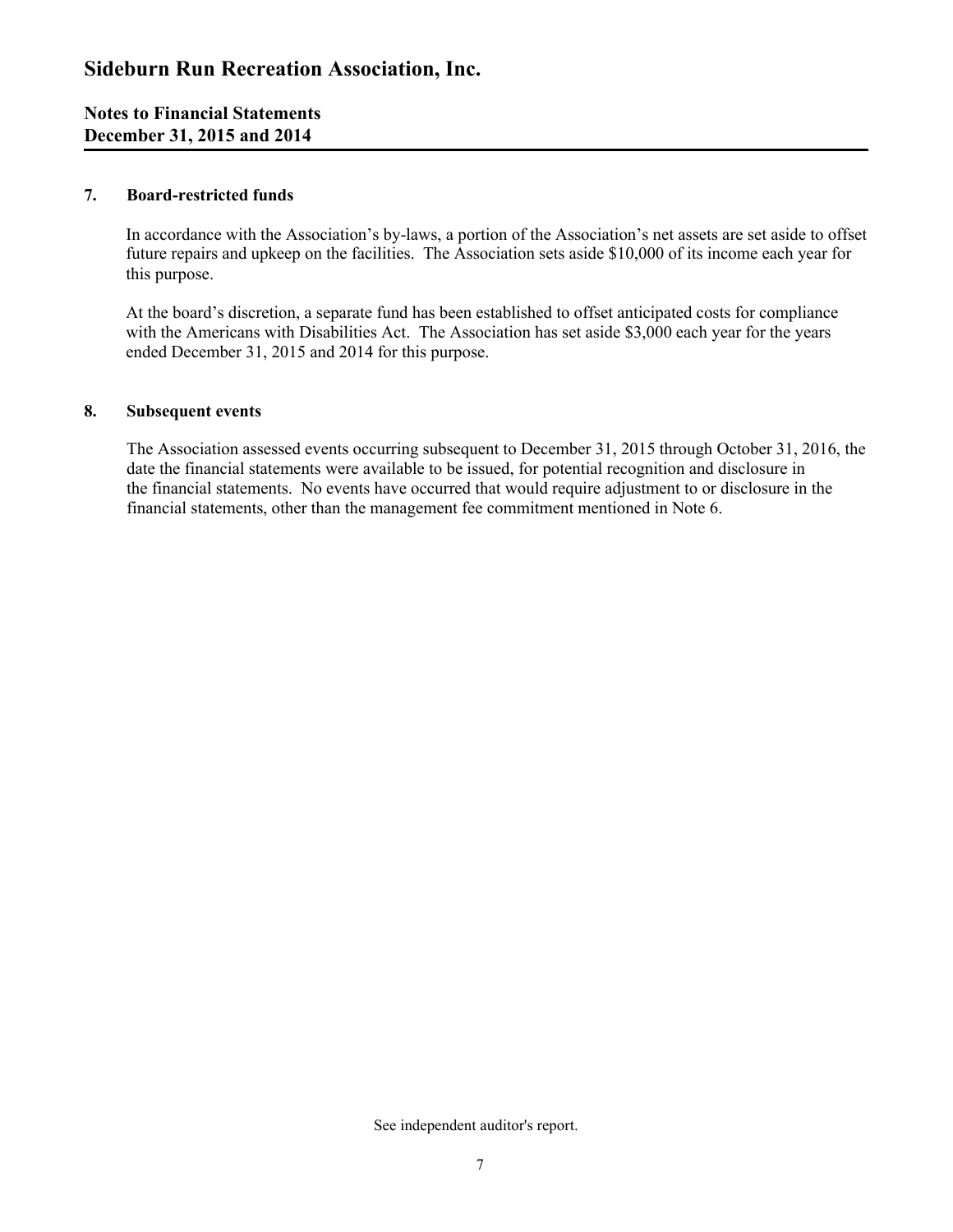## 7. Board-restricted funds

In accordance with the Association's by-laws, a portion of the Association's net assets are set aside to offset future repairs and upkeep on the facilities. The Association sets aside $10,000 of its income each year for this purpose.

At the board's discretion, a separate fund has been established to offset anticipated costs for compliance with the Americans with Disabilities Act. The Association has set aside $3,000 each year for the years ended December 31, 2015 and 2014 for this purpose.

## 8. Subsequent events

The Association assessed events occurring subsequent to December 31, 2015 through October 31, 2016, the date the financial statements were available to be issued, for potential recognition and disclosure in the financial statements. No events have occurred that would require adjustment to or disclosure in the financial statements, other than the management fee commitment mentioned in Note 6.

See independent auditor's report.